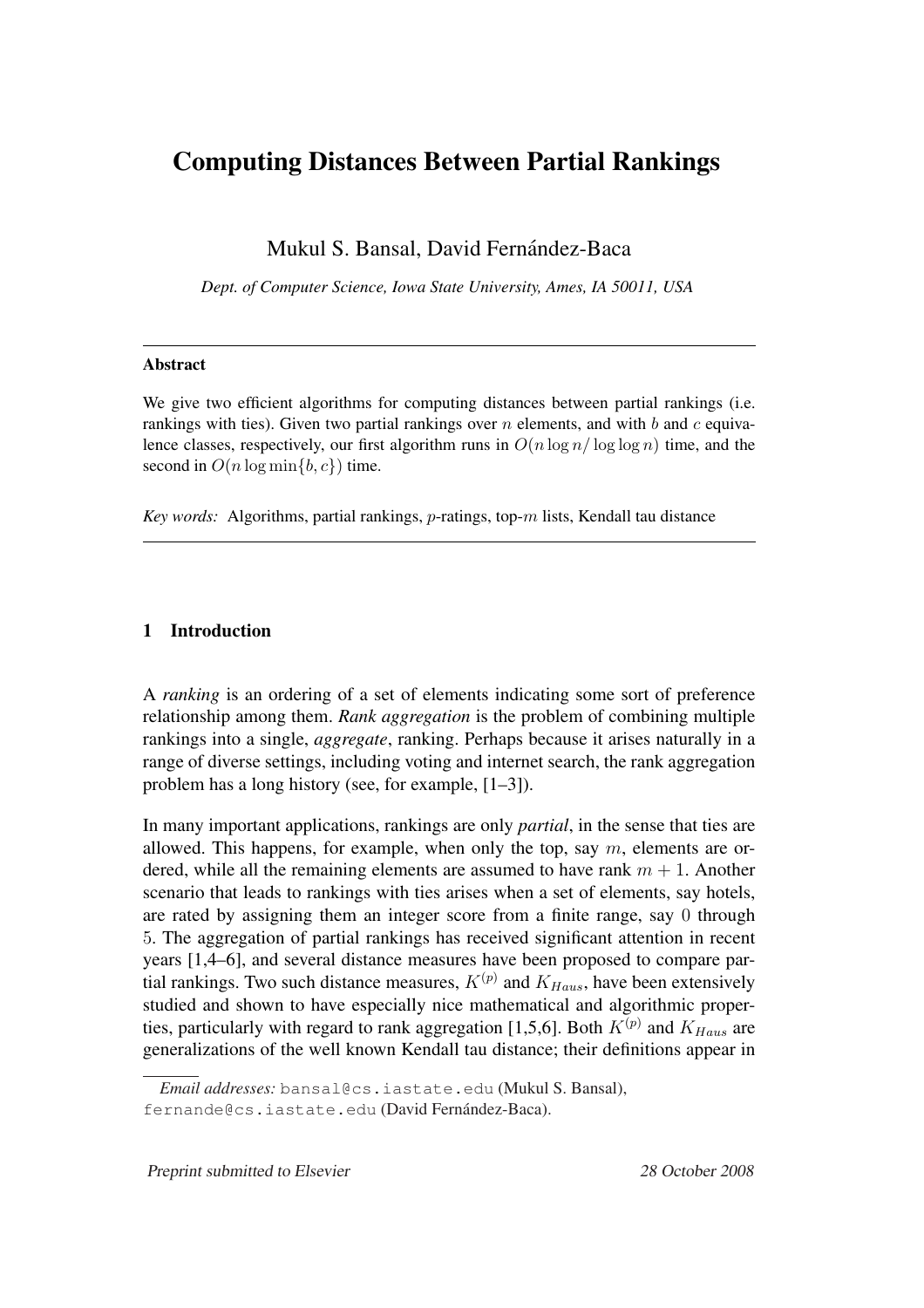# Computing Distances Between Partial Rankings

Mukul S. Bansal, David Fernández-Baca

*Dept. of Computer Science, Iowa State University, Ames, IA 50011, USA*

---

**Abstract**

We give two efficient algorithms for computing distances between partial rankings (i.e. rankings with ties). Given two partial rankings over $n$ elements, and with $b$ and $c$ equivalence classes, respectively, our first algorithm runs in $O(n \log n / \log \log n)$ time, and the second in $O(n \log \min\{b, c\})$ time.

*Key words:* Algorithms, partial rankings, $p$-ratings, top-$m$ lists, Kendall tau distance

---

## 1 Introduction

A *ranking* is an ordering of a set of elements indicating some sort of preference relationship among them. *Rank aggregation* is the problem of combining multiple rankings into a single, *aggregate*, ranking. Perhaps because it arises naturally in a range of diverse settings, including voting and internet search, the rank aggregation problem has a long history (see, for example, [1–3]).

In many important applications, rankings are only *partial*, in the sense that ties are allowed. This happens, for example, when only the top, say $m$, elements are ordered, while all the remaining elements are assumed to have rank $m + 1$. Another scenario that leads to rankings with ties arises when a set of elements, say hotels, are rated by assigning them an integer score from a finite range, say $0$ through $5$. The aggregation of partial rankings has received significant attention in recent years [1,4–6], and several distance measures have been proposed to compare partial rankings. Two such distance measures, $K^{(p)}$ and $K_{Haus}$, have been extensively studied and shown to have especially nice mathematical and algorithmic properties, particularly with regard to rank aggregation [1,5,6]. Both $K^{(p)}$ and $K_{Haus}$ are generalizations of the well known Kendall tau distance; their definitions appear in

*Email addresses:* bansal@cs.iastate.edu (Mukul S. Bansal), fernande@cs.iastate.edu (David Fernández-Baca).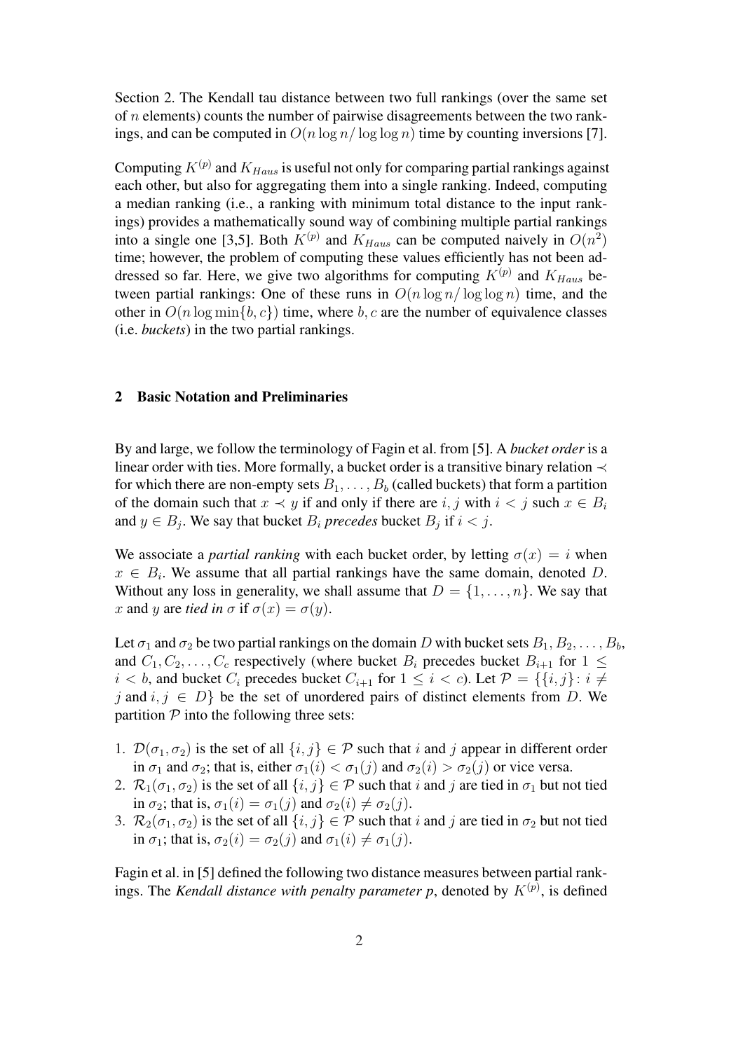Section 2. The Kendall tau distance between two full rankings (over the same set of $n$ elements) counts the number of pairwise disagreements between the two rankings, and can be computed in $O(n \log n / \log \log n)$ time by counting inversions [7].

Computing $K^{(p)}$ and $K_{Haus}$ is useful not only for comparing partial rankings against each other, but also for aggregating them into a single ranking. Indeed, computing a median ranking (i.e., a ranking with minimum total distance to the input rankings) provides a mathematically sound way of combining multiple partial rankings into a single one [3,5]. Both $K^{(p)}$ and $K_{Haus}$ can be computed naively in $O(n^2)$ time; however, the problem of computing these values efficiently has not been addressed so far. Here, we give two algorithms for computing $K^{(p)}$ and $K_{Haus}$ between partial rankings: One of these runs in $O(n \log n / \log \log n)$ time, and the other in $O(n \log \min\{b, c\})$ time, where $b, c$ are the number of equivalence classes (i.e. *buckets*) in the two partial rankings.

## 2 Basic Notation and Preliminaries

By and large, we follow the terminology of Fagin et al. from [5]. A *bucket order* is a linear order with ties. More formally, a bucket order is a transitive binary relation $\prec$ for which there are non-empty sets $B_1, \ldots, B_b$ (called buckets) that form a partition of the domain such that $x \prec y$ if and only if there are $i, j$ with $i < j$ such $x \in B_i$ and $y \in B_j$. We say that bucket $B_i$ *precedes* bucket $B_j$ if $i < j$.

We associate a *partial ranking* with each bucket order, by letting $\sigma(x) = i$ when $x \in B_i$. We assume that all partial rankings have the same domain, denoted $D$. Without any loss in generality, we shall assume that $D = \{1, \ldots, n\}$. We say that $x$ and $y$ are *tied in* $\sigma$ if $\sigma(x) = \sigma(y)$.

Let $\sigma_1$ and $\sigma_2$ be two partial rankings on the domain $D$ with bucket sets $B_1, B_2, \ldots, B_b$, and $C_1, C_2, \ldots, C_c$ respectively (where bucket $B_i$ precedes bucket $B_{i+1}$ for $1 \leq i < b$, and bucket $C_i$ precedes bucket $C_{i+1}$ for $1 \leq i < c$). Let $\mathcal{P} = \{\{i, j\} : i \neq j \text{ and } i, j \in D\}$ be the set of unordered pairs of distinct elements from $D$. We partition $\mathcal{P}$ into the following three sets:

1. $\mathcal{D}(\sigma_1, \sigma_2)$ is the set of all $\{i, j\} \in \mathcal{P}$ such that $i$ and $j$ appear in different order in $\sigma_1$ and $\sigma_2$; that is, either $\sigma_1(i) < \sigma_1(j)$ and $\sigma_2(i) > \sigma_2(j)$ or vice versa.
2. $\mathcal{R}_1(\sigma_1, \sigma_2)$ is the set of all $\{i, j\} \in \mathcal{P}$ such that $i$ and $j$ are tied in $\sigma_1$ but not tied in $\sigma_2$; that is, $\sigma_1(i) = \sigma_1(j)$ and $\sigma_2(i) \neq \sigma_2(j)$.
3. $\mathcal{R}_2(\sigma_1, \sigma_2)$ is the set of all $\{i, j\} \in \mathcal{P}$ such that $i$ and $j$ are tied in $\sigma_2$ but not tied in $\sigma_1$; that is, $\sigma_2(i) = \sigma_2(j)$ and $\sigma_1(i) \neq \sigma_1(j)$.

Fagin et al. in [5] defined the following two distance measures between partial rankings. The *Kendall distance with penalty parameter p*, denoted by $K^{(p)}$, is defined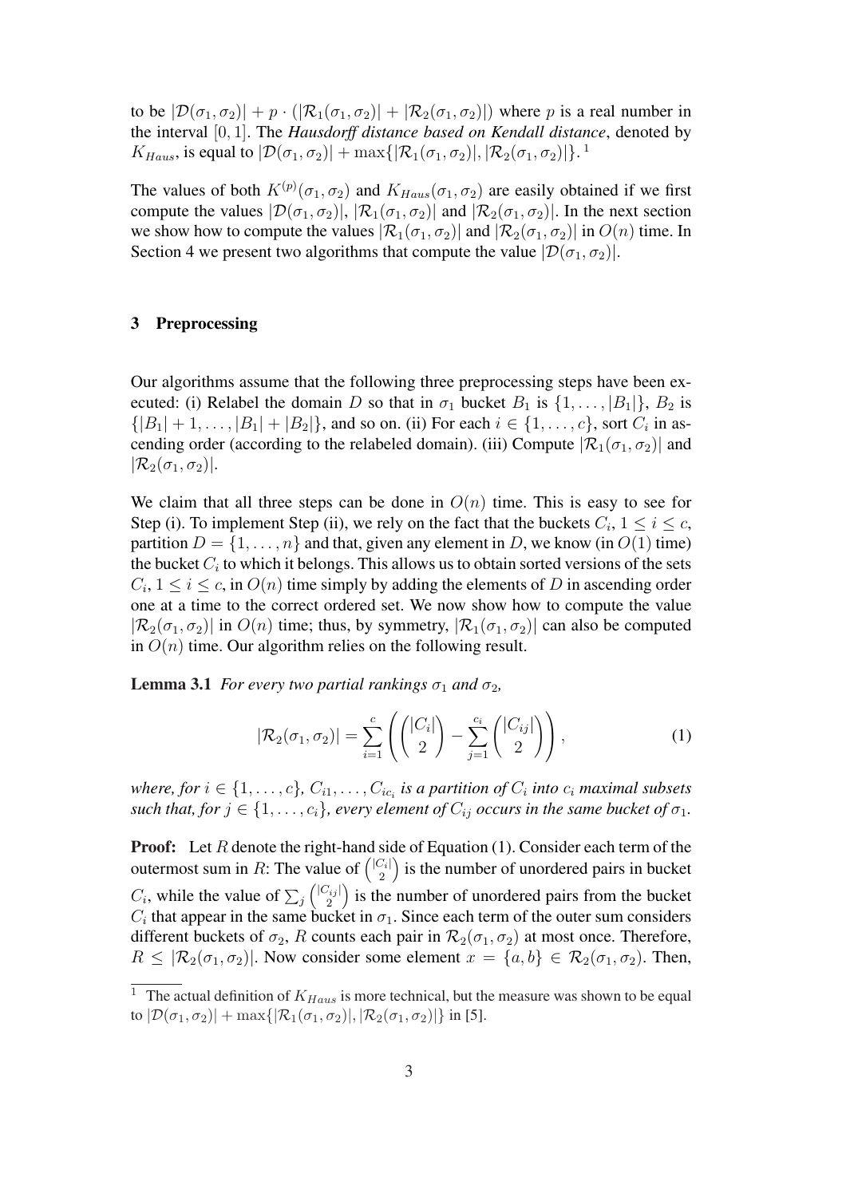to be $|\mathcal{D}(\sigma_1, \sigma_2)| + p \cdot (|\mathcal{R}_1(\sigma_1, \sigma_2)| + |\mathcal{R}_2(\sigma_1, \sigma_2)|)$ where $p$ is a real number in the interval $[0, 1]$. The *Hausdorff distance based on Kendall distance*, denoted by $K_{Haus}$, is equal to $|\mathcal{D}(\sigma_1, \sigma_2)| + \max\{|\mathcal{R}_1(\sigma_1, \sigma_2)|, |\mathcal{R}_2(\sigma_1, \sigma_2)|\}$. [1]

The values of both $K^{(p)}(\sigma_1, \sigma_2)$ and $K_{Haus}(\sigma_1, \sigma_2)$ are easily obtained if we first compute the values $|\mathcal{D}(\sigma_1, \sigma_2)|$, $|\mathcal{R}_1(\sigma_1, \sigma_2)|$ and $|\mathcal{R}_2(\sigma_1, \sigma_2)|$. In the next section we show how to compute the values $|\mathcal{R}_1(\sigma_1, \sigma_2)|$ and $|\mathcal{R}_2(\sigma_1, \sigma_2)|$ in $O(n)$ time. In Section 4 we present two algorithms that compute the value $|\mathcal{D}(\sigma_1, \sigma_2)|$.

## 3 Preprocessing

Our algorithms assume that the following three preprocessing steps have been executed: (i) Relabel the domain $D$ so that in $\sigma_1$ bucket $B_1$ is $\{1, \ldots, |B_1|\}$, $B_2$ is $\{|B_1| + 1, \ldots, |B_1| + |B_2|\}$, and so on. (ii) For each $i \in \{1, \ldots, c\}$, sort $C_i$ in ascending order (according to the relabeled domain). (iii) Compute $|\mathcal{R}_1(\sigma_1, \sigma_2)|$ and $|\mathcal{R}_2(\sigma_1, \sigma_2)|$.

We claim that all three steps can be done in $O(n)$ time. This is easy to see for Step (i). To implement Step (ii), we rely on the fact that the buckets $C_i$, $1 \leq i \leq c$, partition $D = \{1, \ldots, n\}$ and that, given any element in $D$, we know (in $O(1)$ time) the bucket $C_i$ to which it belongs. This allows us to obtain sorted versions of the sets $C_i$, $1 \leq i \leq c$, in $O(n)$ time simply by adding the elements of $D$ in ascending order one at a time to the correct ordered set. We now show how to compute the value $|\mathcal{R}_2(\sigma_1, \sigma_2)|$ in $O(n)$ time; thus, by symmetry, $|\mathcal{R}_1(\sigma_1, \sigma_2)|$ can also be computed in $O(n)$ time. Our algorithm relies on the following result.

**Lemma 3.1** *For every two partial rankings $\sigma_1$ and $\sigma_2$,*

$$|\mathcal{R}_2(\sigma_1, \sigma_2)| = \sum_{i=1}^{c} \left( \binom{|C_i|}{2} - \sum_{j=1}^{c_i} \binom{|C_{ij}|}{2} \right), \tag{1}$$

*where, for $i \in \{1, \ldots, c\}$, $C_{i1}, \ldots, C_{ic_i}$ is a partition of $C_i$ into $c_i$ maximal subsets such that, for $j \in \{1, \ldots, c_i\}$, every element of $C_{ij}$ occurs in the same bucket of $\sigma_1$.*

**Proof:** Let $R$ denote the right-hand side of Equation (1). Consider each term of the outermost sum in $R$: The value of $\binom{|C_i|}{2}$ is the number of unordered pairs in bucket $C_i$, while the value of $\sum_j \binom{|C_{ij}|}{2}$ is the number of unordered pairs from the bucket $C_i$ that appear in the same bucket in $\sigma_1$. Since each term of the outer sum considers different buckets of $\sigma_2$, $R$ counts each pair in $\mathcal{R}_2(\sigma_1, \sigma_2)$ at most once. Therefore, $R \leq |\mathcal{R}_2(\sigma_1, \sigma_2)|$. Now consider some element $x = \{a, b\} \in \mathcal{R}_2(\sigma_1, \sigma_2)$. Then,

[1] The actual definition of $K_{Haus}$ is more technical, but the measure was shown to be equal to $|\mathcal{D}(\sigma_1, \sigma_2)| + \max\{|\mathcal{R}_1(\sigma_1, \sigma_2)|, |\mathcal{R}_2(\sigma_1, \sigma_2)|\}$ in [5].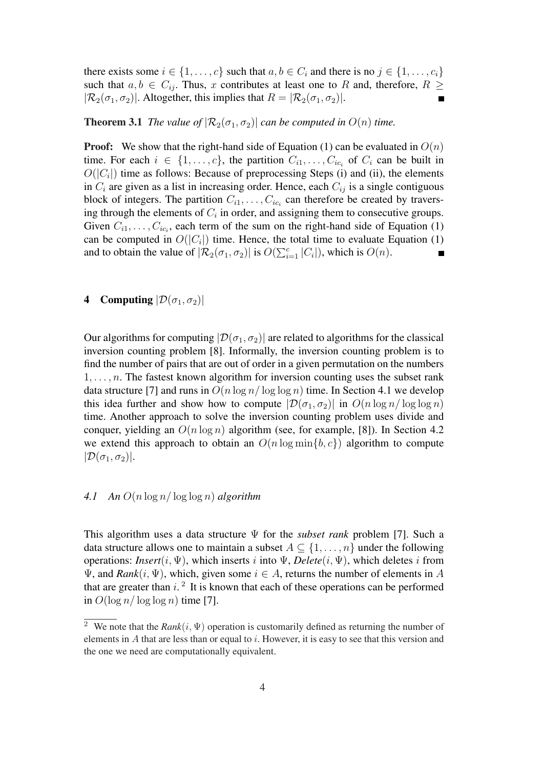there exists some $i \in \{1, \ldots, c\}$ such that $a, b \in C_i$ and there is no $j \in \{1, \ldots, c_i\}$ such that $a, b \in C_{ij}$. Thus, $x$ contributes at least one to $R$ and, therefore, $R \geq |\mathcal{R}_2(\sigma_1, \sigma_2)|$. Altogether, this implies that $R = |\mathcal{R}_2(\sigma_1, \sigma_2)|$. ∎

**Theorem 3.1** *The value of $|\mathcal{R}_2(\sigma_1, \sigma_2)|$ can be computed in $O(n)$ time.*

**Proof:** We show that the right-hand side of Equation (1) can be evaluated in $O(n)$ time. For each $i \in \{1, \ldots, c\}$, the partition $C_{i1}, \ldots, C_{ic_i}$ of $C_i$ can be built in $O(|C_i|)$ time as follows: Because of preprocessing Steps (i) and (ii), the elements in $C_i$ are given as a list in increasing order. Hence, each $C_{ij}$ is a single contiguous block of integers. The partition $C_{i1}, \ldots, C_{ic_i}$ can therefore be created by traversing through the elements of $C_i$ in order, and assigning them to consecutive groups. Given $C_{i1}, \ldots, C_{ic_i}$, each term of the sum on the right-hand side of Equation (1) can be computed in $O(|C_i|)$ time. Hence, the total time to evaluate Equation (1) and to obtain the value of $|\mathcal{R}_2(\sigma_1, \sigma_2)|$ is $O(\sum_{i=1}^{c} |C_i|)$, which is $O(n)$. ∎

## 4 Computing $|\mathcal{D}(\sigma_1, \sigma_2)|$

Our algorithms for computing $|\mathcal{D}(\sigma_1, \sigma_2)|$ are related to algorithms for the classical inversion counting problem [8]. Informally, the inversion counting problem is to find the number of pairs that are out of order in a given permutation on the numbers $1, \ldots, n$. The fastest known algorithm for inversion counting uses the subset rank data structure [7] and runs in $O(n \log n / \log \log n)$ time. In Section 4.1 we develop this idea further and show how to compute $|\mathcal{D}(\sigma_1, \sigma_2)|$ in $O(n \log n / \log \log n)$ time. Another approach to solve the inversion counting problem uses divide and conquer, yielding an $O(n \log n)$ algorithm (see, for example, [8]). In Section 4.2 we extend this approach to obtain an $O(n \log \min\{b, c\})$ algorithm to compute $|\mathcal{D}(\sigma_1, \sigma_2)|$.

### *4.1 An $O(n \log n / \log \log n)$ algorithm*

This algorithm uses a data structure $\Psi$ for the *subset rank* problem [7]. Such a data structure allows one to maintain a subset $A \subseteq \{1, \ldots, n\}$ under the following operations: *Insert*$(i, \Psi)$, which inserts $i$ into $\Psi$, *Delete*$(i, \Psi)$, which deletes $i$ from $\Psi$, and *Rank*$(i, \Psi)$, which, given some $i \in A$, returns the number of elements in $A$ that are greater than $i$.[2] It is known that each of these operations can be performed in $O(\log n / \log \log n)$ time [7].

[2] We note that the *Rank*$(i, \Psi)$ operation is customarily defined as returning the number of elements in $A$ that are less than or equal to $i$. However, it is easy to see that this version and the one we need are computationally equivalent.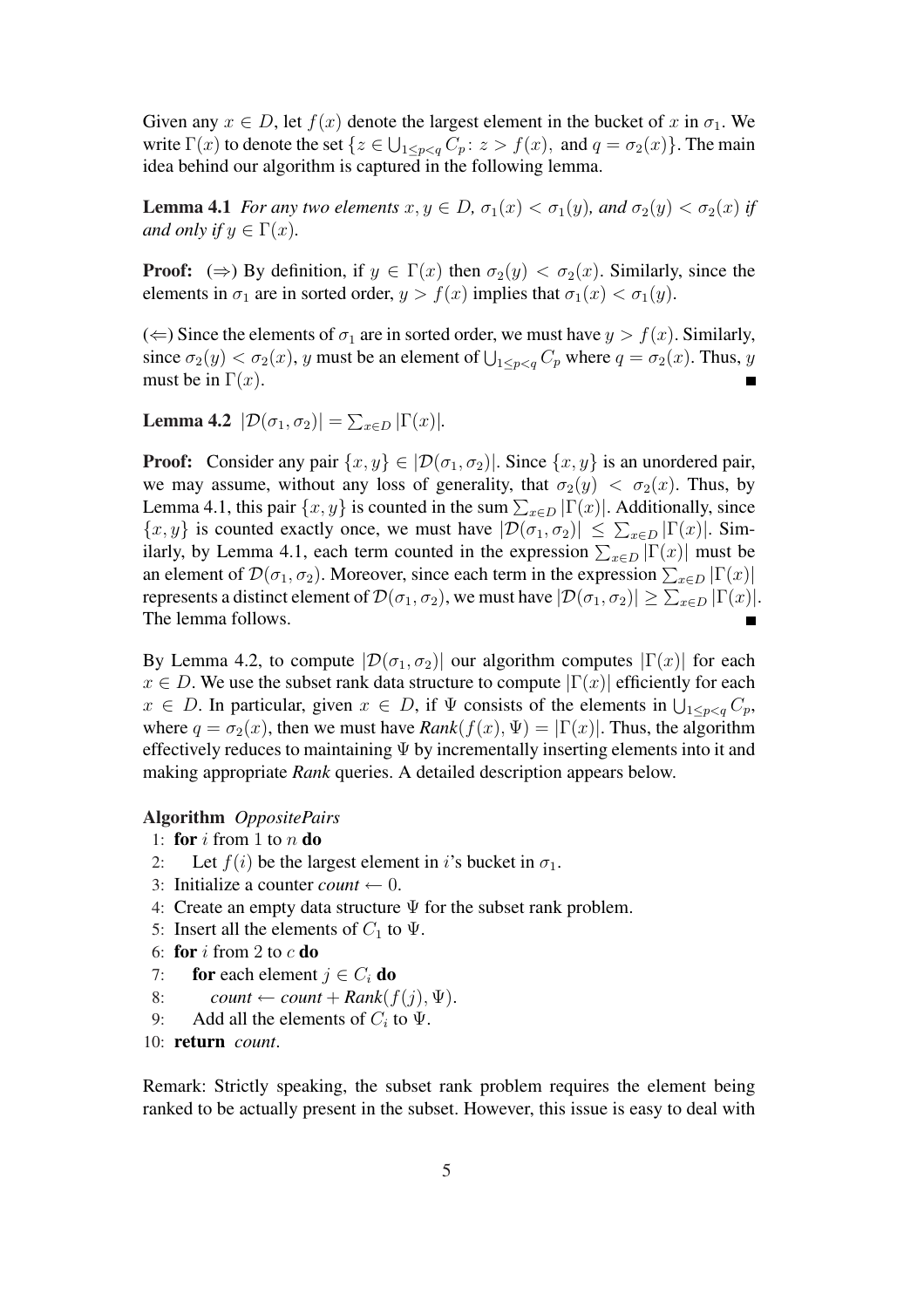Given any $x \in D$, let $f(x)$ denote the largest element in the bucket of $x$ in $\sigma_1$. We write $\Gamma(x)$ to denote the set $\{z \in \bigcup_{1 \le p < q} C_p \colon z > f(x), \text{ and } q = \sigma_2(x)\}$. The main idea behind our algorithm is captured in the following lemma.

**Lemma 4.1** *For any two elements $x, y \in D$, $\sigma_1(x) < \sigma_1(y)$, and $\sigma_2(y) < \sigma_2(x)$ if and only if $y \in \Gamma(x)$.*

**Proof:** ($\Rightarrow$) By definition, if $y \in \Gamma(x)$ then $\sigma_2(y) < \sigma_2(x)$. Similarly, since the elements in $\sigma_1$ are in sorted order, $y > f(x)$ implies that $\sigma_1(x) < \sigma_1(y)$.

($\Leftarrow$) Since the elements of $\sigma_1$ are in sorted order, we must have $y > f(x)$. Similarly, since $\sigma_2(y) < \sigma_2(x)$, $y$ must be an element of $\bigcup_{1 \le p < q} C_p$ where $q = \sigma_2(x)$. Thus, $y$ must be in $\Gamma(x)$. ∎

**Lemma 4.2** $|\mathcal{D}(\sigma_1, \sigma_2)| = \sum_{x \in D} |\Gamma(x)|$.

**Proof:** Consider any pair $\{x, y\} \in |\mathcal{D}(\sigma_1, \sigma_2)|$. Since $\{x, y\}$ is an unordered pair, we may assume, without any loss of generality, that $\sigma_2(y) < \sigma_2(x)$. Thus, by Lemma 4.1, this pair $\{x, y\}$ is counted in the sum $\sum_{x \in D} |\Gamma(x)|$. Additionally, since $\{x, y\}$ is counted exactly once, we must have $|\mathcal{D}(\sigma_1, \sigma_2)| \le \sum_{x \in D} |\Gamma(x)|$. Similarly, by Lemma 4.1, each term counted in the expression $\sum_{x \in D} |\Gamma(x)|$ must be an element of $\mathcal{D}(\sigma_1, \sigma_2)$. Moreover, since each term in the expression $\sum_{x \in D} |\Gamma(x)|$ represents a distinct element of $\mathcal{D}(\sigma_1, \sigma_2)$, we must have $|\mathcal{D}(\sigma_1, \sigma_2)| \ge \sum_{x \in D} |\Gamma(x)|$. The lemma follows. ∎

By Lemma 4.2, to compute $|\mathcal{D}(\sigma_1, \sigma_2)|$ our algorithm computes $|\Gamma(x)|$ for each $x \in D$. We use the subset rank data structure to compute $|\Gamma(x)|$ efficiently for each $x \in D$. In particular, given $x \in D$, if $\Psi$ consists of the elements in $\bigcup_{1 \le p < q} C_p$, where $q = \sigma_2(x)$, then we must have *Rank*$(f(x), \Psi) = |\Gamma(x)|$. Thus, the algorithm effectively reduces to maintaining $\Psi$ by incrementally inserting elements into it and making appropriate *Rank* queries. A detailed description appears below.

**Algorithm** *OppositePairs*

1: **for** $i$ from 1 to $n$ **do**
2: Let $f(i)$ be the largest element in $i$'s bucket in $\sigma_1$.
3: Initialize a counter *count* $\leftarrow 0$.
4: Create an empty data structure $\Psi$ for the subset rank problem.
5: Insert all the elements of $C_1$ to $\Psi$.
6: **for** $i$ from 2 to $c$ **do**
7: **for** each element $j \in C_i$ **do**
8: *count* $\leftarrow$ *count* + *Rank*$(f(j), \Psi)$.
9: Add all the elements of $C_i$ to $\Psi$.
10: **return** *count*.

Remark: Strictly speaking, the subset rank problem requires the element being ranked to be actually present in the subset. However, this issue is easy to deal with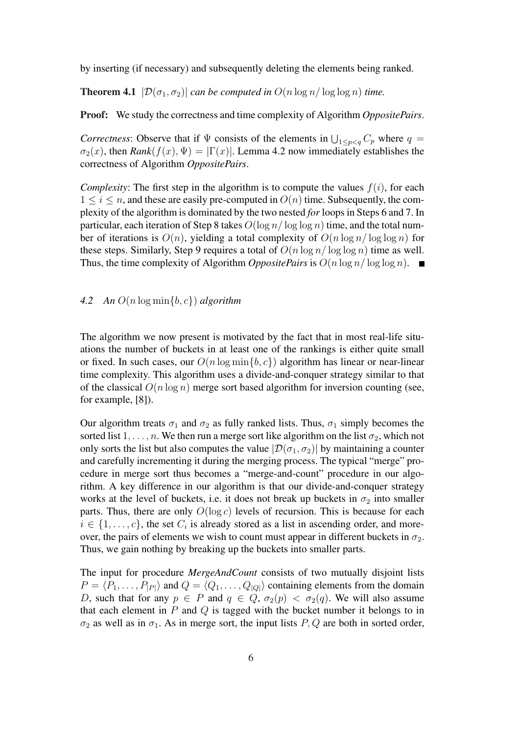by inserting (if necessary) and subsequently deleting the elements being ranked.

**Theorem 4.1** *$|\mathcal{D}(\sigma_1, \sigma_2)|$ can be computed in $O(n \log n / \log \log n)$ time.*

**Proof:** We study the correctness and time complexity of Algorithm *OppositePairs*.

*Correctness*: Observe that if $\Psi$ consists of the elements in $\bigcup_{1 \leq p < q} C_p$ where $q = \sigma_2(x)$, then *Rank*$(f(x), \Psi) = |\Gamma(x)|$. Lemma 4.2 now immediately establishes the correctness of Algorithm *OppositePairs*.

*Complexity*: The first step in the algorithm is to compute the values $f(i)$, for each $1 \leq i \leq n$, and these are easily pre-computed in $O(n)$ time. Subsequently, the complexity of the algorithm is dominated by the two nested *for* loops in Steps 6 and 7. In particular, each iteration of Step 8 takes $O(\log n / \log \log n)$ time, and the total number of iterations is $O(n)$, yielding a total complexity of $O(n \log n / \log \log n)$ for these steps. Similarly, Step 9 requires a total of $O(n \log n / \log \log n)$ time as well. Thus, the time complexity of Algorithm *OppositePairs* is $O(n \log n / \log \log n)$. ∎

### *4.2 An $O(n \log \min\{b, c\})$ algorithm*

The algorithm we now present is motivated by the fact that in most real-life situations the number of buckets in at least one of the rankings is either quite small or fixed. In such cases, our $O(n \log \min\{b, c\})$ algorithm has linear or near-linear time complexity. This algorithm uses a divide-and-conquer strategy similar to that of the classical $O(n \log n)$ merge sort based algorithm for inversion counting (see, for example, [8]).

Our algorithm treats $\sigma_1$ and $\sigma_2$ as fully ranked lists. Thus, $\sigma_1$ simply becomes the sorted list $1, \ldots, n$. We then run a merge sort like algorithm on the list $\sigma_2$, which not only sorts the list but also computes the value $|\mathcal{D}(\sigma_1, \sigma_2)|$ by maintaining a counter and carefully incrementing it during the merging process. The typical "merge" procedure in merge sort thus becomes a "merge-and-count" procedure in our algorithm. A key difference in our algorithm is that our divide-and-conquer strategy works at the level of buckets, i.e. it does not break up buckets in $\sigma_2$ into smaller parts. Thus, there are only $O(\log c)$ levels of recursion. This is because for each $i \in \{1, \ldots, c\}$, the set $C_i$ is already stored as a list in ascending order, and moreover, the pairs of elements we wish to count must appear in different buckets in $\sigma_2$. Thus, we gain nothing by breaking up the buckets into smaller parts.

The input for procedure *MergeAndCount* consists of two mutually disjoint lists $P = \langle P_1, \ldots, P_{|P|} \rangle$ and $Q = \langle Q_1, \ldots, Q_{|Q|} \rangle$ containing elements from the domain $D$, such that for any $p \in P$ and $q \in Q$, $\sigma_2(p) < \sigma_2(q)$. We will also assume that each element in $P$ and $Q$ is tagged with the bucket number it belongs to in $\sigma_2$ as well as in $\sigma_1$. As in merge sort, the input lists $P, Q$ are both in sorted order,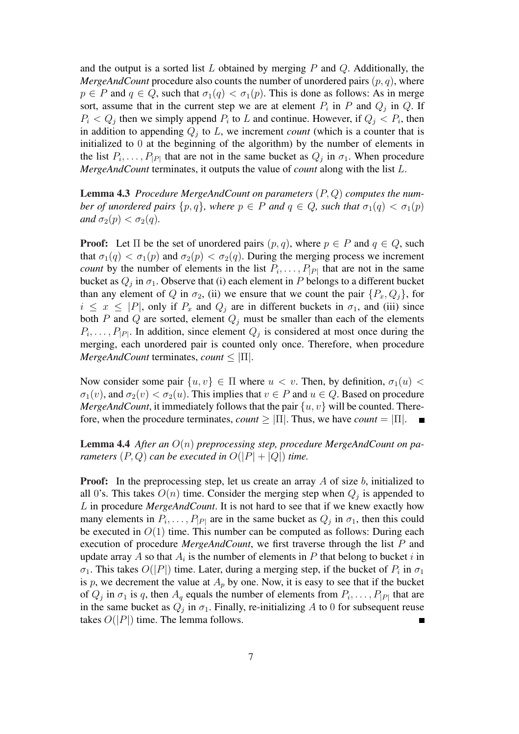and the output is a sorted list $L$ obtained by merging $P$ and $Q$. Additionally, the *MergeAndCount* procedure also counts the number of unordered pairs $(p, q)$, where $p \in P$ and $q \in Q$, such that $\sigma_1(q) < \sigma_1(p)$. This is done as follows: As in merge sort, assume that in the current step we are at element $P_i$ in $P$ and $Q_j$ in $Q$. If $P_i < Q_j$ then we simply append $P_i$ to $L$ and continue. However, if $Q_j < P_i$, then in addition to appending $Q_j$ to $L$, we increment *count* (which is a counter that is initialized to 0 at the beginning of the algorithm) by the number of elements in the list $P_i, \ldots, P_{|P|}$ that are not in the same bucket as $Q_j$ in $\sigma_1$. When procedure *MergeAndCount* terminates, it outputs the value of *count* along with the list $L$.

**Lemma 4.3** *Procedure MergeAndCount on parameters $(P, Q)$ computes the number of unordered pairs $\{p, q\}$, where $p \in P$ and $q \in Q$, such that $\sigma_1(q) < \sigma_1(p)$ and $\sigma_2(p) < \sigma_2(q)$.*

**Proof:** Let $\Pi$ be the set of unordered pairs $(p, q)$, where $p \in P$ and $q \in Q$, such that $\sigma_1(q) < \sigma_1(p)$ and $\sigma_2(p) < \sigma_2(q)$. During the merging process we increment *count* by the number of elements in the list $P_i, \ldots, P_{|P|}$ that are not in the same bucket as $Q_j$ in $\sigma_1$. Observe that (i) each element in $P$ belongs to a different bucket than any element of $Q$ in $\sigma_2$, (ii) we ensure that we count the pair $\{P_x, Q_j\}$, for $i \leq x \leq |P|$, only if $P_x$ and $Q_j$ are in different buckets in $\sigma_1$, and (iii) since both $P$ and $Q$ are sorted, element $Q_j$ must be smaller than each of the elements $P_i, \ldots, P_{|P|}$. In addition, since element $Q_j$ is considered at most once during the merging, each unordered pair is counted only once. Therefore, when procedure *MergeAndCount* terminates, *count* $\leq |\Pi|$.

Now consider some pair $\{u, v\} \in \Pi$ where $u < v$. Then, by definition, $\sigma_1(u) < \sigma_1(v)$, and $\sigma_2(v) < \sigma_2(u)$. This implies that $v \in P$ and $u \in Q$. Based on procedure *MergeAndCount*, it immediately follows that the pair $\{u, v\}$ will be counted. Therefore, when the procedure terminates, *count* $\geq |\Pi|$. Thus, we have *count* $= |\Pi|$. ∎

**Lemma 4.4** *After an $O(n)$ preprocessing step, procedure MergeAndCount on parameters $(P, Q)$ can be executed in $O(|P| + |Q|)$ time.*

**Proof:** In the preprocessing step, let us create an array $A$ of size $b$, initialized to all 0's. This takes $O(n)$ time. Consider the merging step when $Q_j$ is appended to $L$ in procedure *MergeAndCount*. It is not hard to see that if we knew exactly how many elements in $P_i, \ldots, P_{|P|}$ are in the same bucket as $Q_j$ in $\sigma_1$, then this could be executed in $O(1)$ time. This number can be computed as follows: During each execution of procedure *MergeAndCount*, we first traverse through the list $P$ and update array $A$ so that $A_i$ is the number of elements in $P$ that belong to bucket $i$ in $\sigma_1$. This takes $O(|P|)$ time. Later, during a merging step, if the bucket of $P_i$ in $\sigma_1$ is $p$, we decrement the value at $A_p$ by one. Now, it is easy to see that if the bucket of $Q_j$ in $\sigma_1$ is $q$, then $A_q$ equals the number of elements from $P_i, \ldots, P_{|P|}$ that are in the same bucket as $Q_j$ in $\sigma_1$. Finally, re-initializing $A$ to 0 for subsequent reuse takes $O(|P|)$ time. The lemma follows. ∎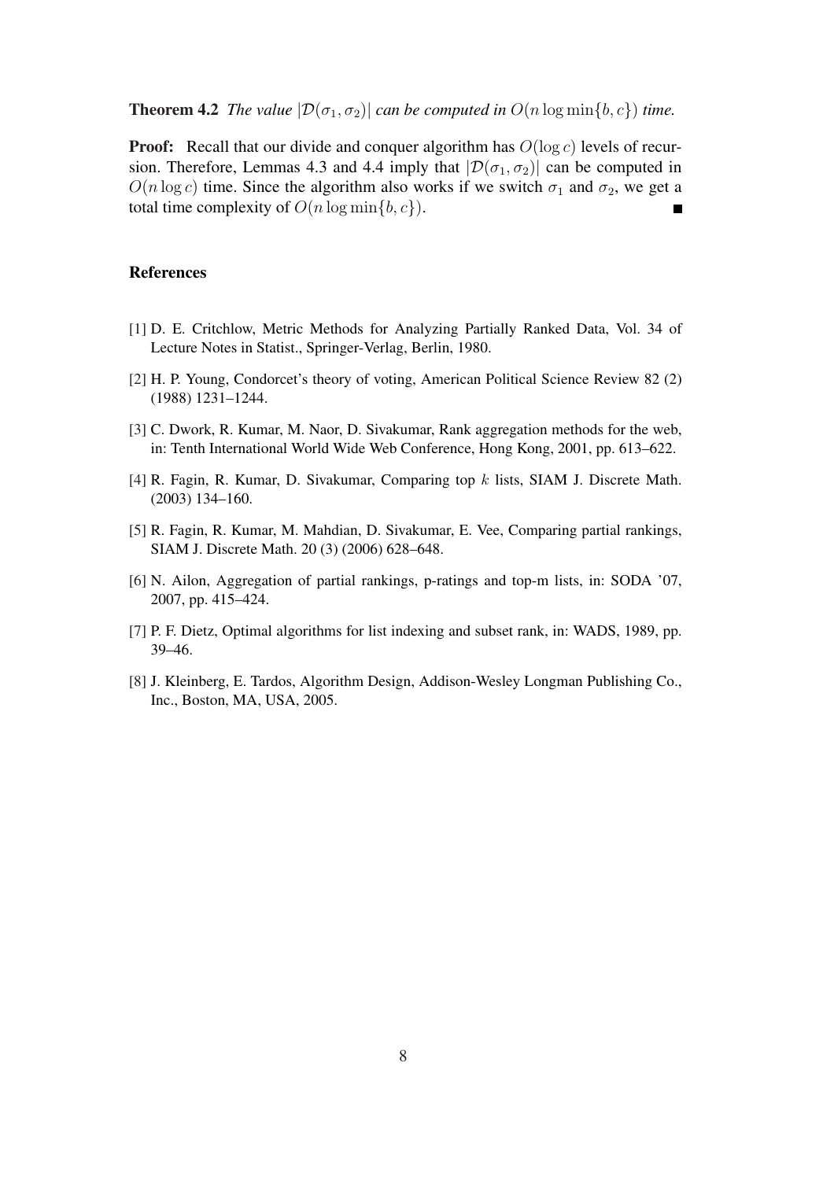**Theorem 4.2** *The value $|\mathcal{D}(\sigma_1, \sigma_2)|$ can be computed in $O(n \log \min\{b, c\})$ time.*

**Proof:** Recall that our divide and conquer algorithm has $O(\log c)$ levels of recursion. Therefore, Lemmas 4.3 and 4.4 imply that $|\mathcal{D}(\sigma_1, \sigma_2)|$ can be computed in $O(n \log c)$ time. Since the algorithm also works if we switch $\sigma_1$ and $\sigma_2$, we get a total time complexity of $O(n \log \min\{b, c\})$. ∎

## References

[1] D. E. Critchlow, Metric Methods for Analyzing Partially Ranked Data, Vol. 34 of Lecture Notes in Statist., Springer-Verlag, Berlin, 1980.

[2] H. P. Young, Condorcet's theory of voting, American Political Science Review 82 (2) (1988) 1231–1244.

[3] C. Dwork, R. Kumar, M. Naor, D. Sivakumar, Rank aggregation methods for the web, in: Tenth International World Wide Web Conference, Hong Kong, 2001, pp. 613–622.

[4] R. Fagin, R. Kumar, D. Sivakumar, Comparing top $k$ lists, SIAM J. Discrete Math. (2003) 134–160.

[5] R. Fagin, R. Kumar, M. Mahdian, D. Sivakumar, E. Vee, Comparing partial rankings, SIAM J. Discrete Math. 20 (3) (2006) 628–648.

[6] N. Ailon, Aggregation of partial rankings, p-ratings and top-m lists, in: SODA '07, 2007, pp. 415–424.

[7] P. F. Dietz, Optimal algorithms for list indexing and subset rank, in: WADS, 1989, pp. 39–46.

[8] J. Kleinberg, E. Tardos, Algorithm Design, Addison-Wesley Longman Publishing Co., Inc., Boston, MA, USA, 2005.